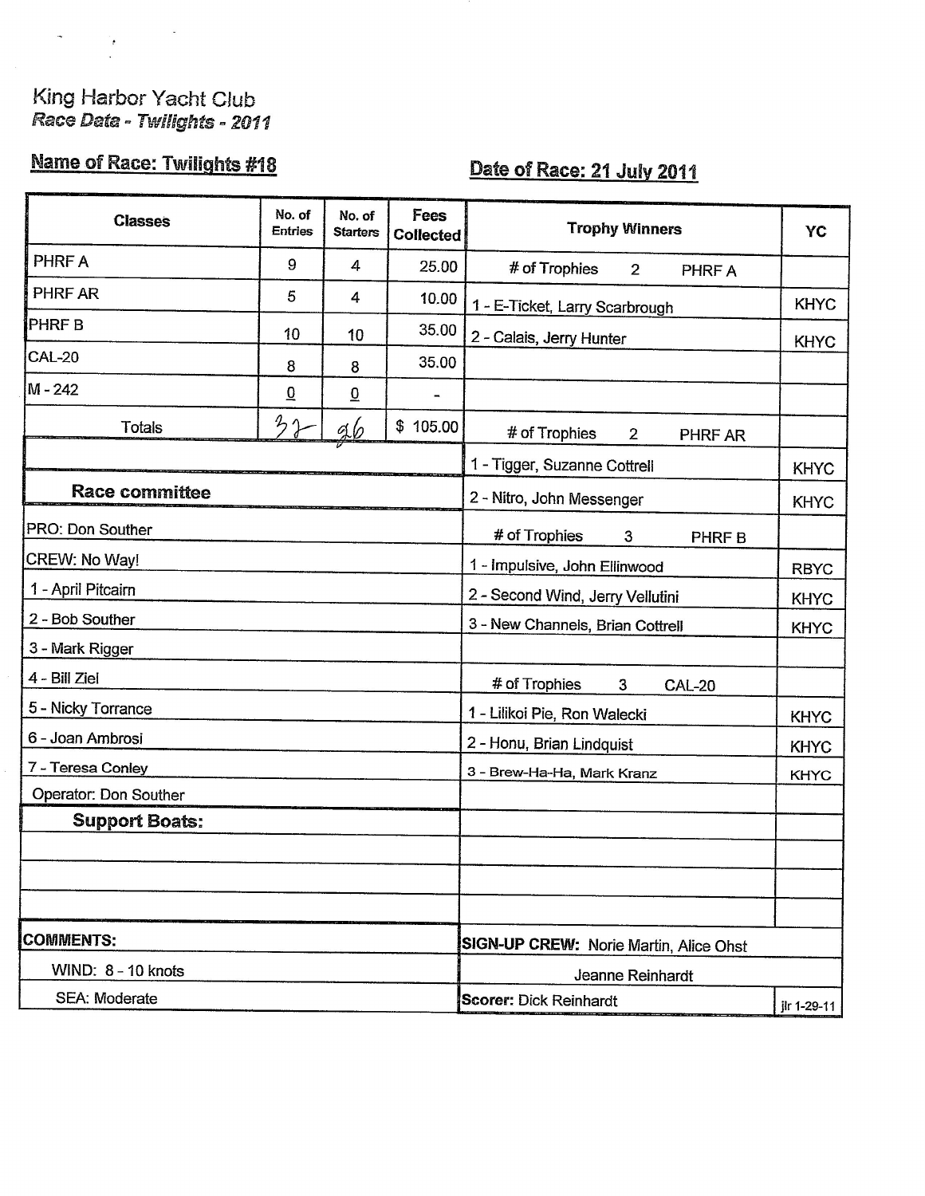King Harbor Yacht Club
*Race Data - Twilights - 2011*

**Name of Race: Twilights #18**

**Date of Race: 21 July 2011**

| Classes | No. of Entries | No. of Starters | Fees Collected | Trophy Winners | YC |
|---|---|---|---|---|---|
| PHRF A | 9 | 4 | 25.00 | # of Trophies 2 PHRF A | |
| PHRF AR | 5 | 4 | 10.00 | 1 - E-Ticket, Larry Scarbrough | KHYC |
| PHRF B | 10 | 10 | 35.00 | 2 - Calais, Jerry Hunter | KHYC |
| CAL-20 | 8 | 8 | 35.00 | | |
| M - 242 | 0 | 0 | - | | |
| Totals | 32 | 26 | $ 105.00 | # of Trophies 2 PHRF AR | |
| | | | | 1 - Tigger, Suzanne Cottrell | KHYC |
| **Race committee** | | | | 2 - Nitro, John Messenger | KHYC |
| PRO: Don Souther | | | | # of Trophies 3 PHRF B | |
| CREW: No Way! | | | | 1 - Impulsive, John Ellinwood | RBYC |
| 1 - April Pitcairn | | | | 2 - Second Wind, Jerry Vellutini | KHYC |
| 2 - Bob Souther | | | | 3 - New Channels, Brian Cottrell | KHYC |
| 3 - Mark Rigger | | | | | |
| 4 - Bill Ziel | | | | # of Trophies 3 CAL-20 | |
| 5 - Nicky Torrance | | | | 1 - Lilikoi Pie, Ron Walecki | KHYC |
| 6 - Joan Ambrosi | | | | 2 - Honu, Brian Lindquist | KHYC |
| 7 - Teresa Conley | | | | 3 - Brew-Ha-Ha, Mark Kranz | KHYC |
| Operator: Don Souther | | | | | |
| **Support Boats:** | | | | | |
| | | | | | |
| | | | | | |
| | | | | | |
| **COMMENTS:** | | | | **SIGN-UP CREW:** Norie Martin, Alice Ohst | |
| WIND: 8 - 10 knots | | | | Jeanne Reinhardt | |
| SEA: Moderate | | | | **Scorer:** Dick Reinhardt | jlr 1-29-11 |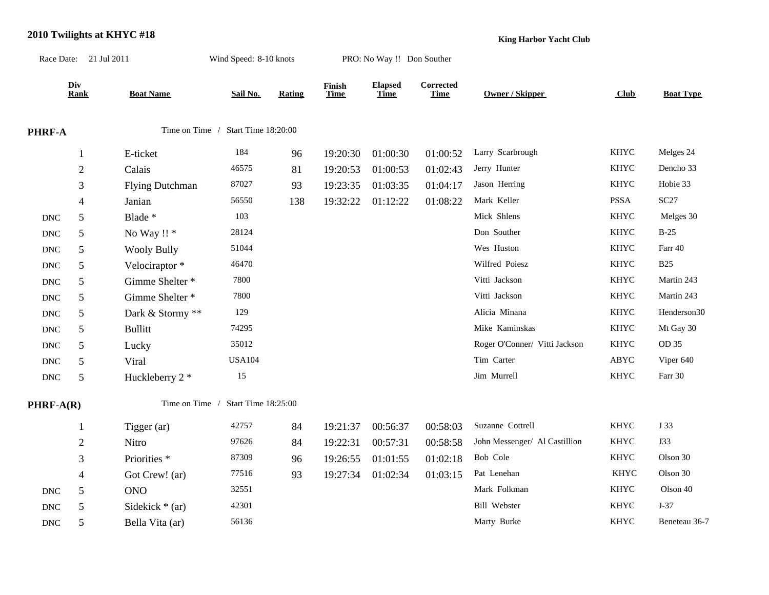**2010 Twilights at KHYC #18**

**King Harbor Yacht Club**

Race Date: 21 Jul 2011 Wind Speed: 8-10 knots PRO: No Way !! Don Souther

| | Div Rank | Boat Name | Sail No. | Rating | Finish Time | Elapsed Time | Corrected Time | Owner / Skipper | Club | Boat Type |
|---|---|---|---|---|---|---|---|---|---|---|
| **PHRF-A** | | Time on Time / Start Time 18:20:00 | | | | | | | | |
| | 1 | E-ticket | 184 | 96 | 19:20:30 | 01:00:30 | 01:00:52 | Larry Scarbrough | KHYC | Melges 24 |
| | 2 | Calais | 46575 | 81 | 19:20:53 | 01:00:53 | 01:02:43 | Jerry Hunter | KHYC | Dencho 33 |
| | 3 | Flying Dutchman | 87027 | 93 | 19:23:35 | 01:03:35 | 01:04:17 | Jason Herring | KHYC | Hobie 33 |
| | 4 | Janian | 56550 | 138 | 19:32:22 | 01:12:22 | 01:08:22 | Mark Keller | PSSA | SC27 |
| DNC | 5 | Blade * | 103 | | | | | Mick Shlens | KHYC | Melges 30 |
| DNC | 5 | No Way !! * | 28124 | | | | | Don Souther | KHYC | B-25 |
| DNC | 5 | Wooly Bully | 51044 | | | | | Wes Huston | KHYC | Farr 40 |
| DNC | 5 | Velociraptor * | 46470 | | | | | Wilfred Poiesz | KHYC | B25 |
| DNC | 5 | Gimme Shelter * | 7800 | | | | | Vitti Jackson | KHYC | Martin 243 |
| DNC | 5 | Gimme Shelter * | 7800 | | | | | Vitti Jackson | KHYC | Martin 243 |
| DNC | 5 | Dark & Stormy ** | 129 | | | | | Alicia Minana | KHYC | Henderson30 |
| DNC | 5 | Bullitt | 74295 | | | | | Mike Kaminskas | KHYC | Mt Gay 30 |
| DNC | 5 | Lucky | 35012 | | | | | Roger O'Conner/ Vitti Jackson | KHYC | OD 35 |
| DNC | 5 | Viral | USA104 | | | | | Tim Carter | ABYC | Viper 640 |
| DNC | 5 | Huckleberry 2 * | 15 | | | | | Jim Murrell | KHYC | Farr 30 |
| **PHRF-A(R)** | | Time on Time / Start Time 18:25:00 | | | | | | | | |
| | 1 | Tigger (ar) | 42757 | 84 | 19:21:37 | 00:56:37 | 00:58:03 | Suzanne Cottrell | KHYC | J 33 |
| | 2 | Nitro | 97626 | 84 | 19:22:31 | 00:57:31 | 00:58:58 | John Messenger/ Al Castillion | KHYC | J33 |
| | 3 | Priorities * | 87309 | 96 | 19:26:55 | 01:01:55 | 01:02:18 | Bob Cole | KHYC | Olson 30 |
| | 4 | Got Crew! (ar) | 77516 | 93 | 19:27:34 | 01:02:34 | 01:03:15 | Pat Lenehan | KHYC | Olson 30 |
| DNC | 5 | ONO | 32551 | | | | | Mark Folkman | KHYC | Olson 40 |
| DNC | 5 | Sidekick * (ar) | 42301 | | | | | Bill Webster | KHYC | J-37 |
| DNC | 5 | Bella Vita (ar) | 56136 | | | | | Marty Burke | KHYC | Beneteau 36-7 |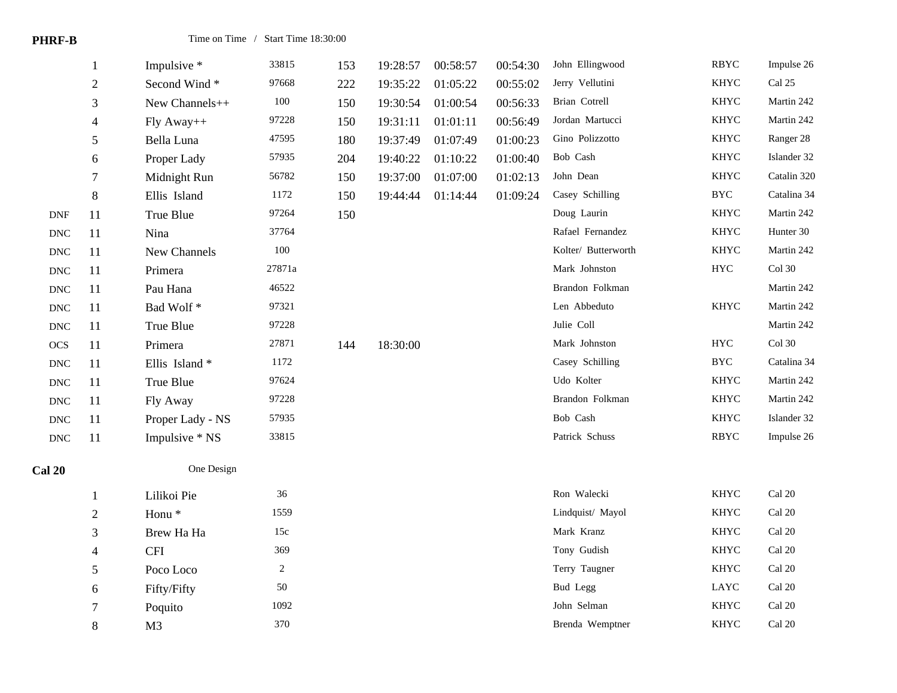**PHRF-B** — Time on Time / Start Time 18:30:00

| Status | Place | Boat | Sail # | Rating | Finish | Elapsed | Corrected | Skipper | Club | Type |
|---|---|---|---|---|---|---|---|---|---|---|
| | 1 | Impulsive * | 33815 | 153 | 19:28:57 | 00:58:57 | 00:54:30 | John Ellingwood | RBYC | Impulse 26 |
| | 2 | Second Wind * | 97668 | 222 | 19:35:22 | 01:05:22 | 00:55:02 | Jerry Vellutini | KHYC | Cal 25 |
| | 3 | New Channels++ | 100 | 150 | 19:30:54 | 01:00:54 | 00:56:33 | Brian Cotrell | KHYC | Martin 242 |
| | 4 | Fly Away++ | 97228 | 150 | 19:31:11 | 01:01:11 | 00:56:49 | Jordan Martucci | KHYC | Martin 242 |
| | 5 | Bella Luna | 47595 | 180 | 19:37:49 | 01:07:49 | 01:00:23 | Gino Polizzotto | KHYC | Ranger 28 |
| | 6 | Proper Lady | 57935 | 204 | 19:40:22 | 01:10:22 | 01:00:40 | Bob Cash | KHYC | Islander 32 |
| | 7 | Midnight Run | 56782 | 150 | 19:37:00 | 01:07:00 | 01:02:13 | John Dean | KHYC | Catalin 320 |
| | 8 | Ellis Island | 1172 | 150 | 19:44:44 | 01:14:44 | 01:09:24 | Casey Schilling | BYC | Catalina 34 |
| DNF | 11 | True Blue | 97264 | 150 | | | | Doug Laurin | KHYC | Martin 242 |
| DNC | 11 | Nina | 37764 | | | | | Rafael Fernandez | KHYC | Hunter 30 |
| DNC | 11 | New Channels | 100 | | | | | Kolter/ Butterworth | KHYC | Martin 242 |
| DNC | 11 | Primera | 27871a | | | | | Mark Johnston | HYC | Col 30 |
| DNC | 11 | Pau Hana | 46522 | | | | | Brandon Folkman | | Martin 242 |
| DNC | 11 | Bad Wolf * | 97321 | | | | | Len Abbeduto | KHYC | Martin 242 |
| DNC | 11 | True Blue | 97228 | | | | | Julie Coll | | Martin 242 |
| OCS | 11 | Primera | 27871 | 144 | 18:30:00 | | | Mark Johnston | HYC | Col 30 |
| DNC | 11 | Ellis Island * | 1172 | | | | | Casey Schilling | BYC | Catalina 34 |
| DNC | 11 | True Blue | 97624 | | | | | Udo Kolter | KHYC | Martin 242 |
| DNC | 11 | Fly Away | 97228 | | | | | Brandon Folkman | KHYC | Martin 242 |
| DNC | 11 | Proper Lady - NS | 57935 | | | | | Bob Cash | KHYC | Islander 32 |
| DNC | 11 | Impulsive * NS | 33815 | | | | | Patrick Schuss | RBYC | Impulse 26 |

**Cal 20** — One Design

| Place | Boat | Sail # | Skipper | Club | Type |
|---|---|---|---|---|---|
| 1 | Lilikoi Pie | 36 | Ron Walecki | KHYC | Cal 20 |
| 2 | Honu * | 1559 | Lindquist/ Mayol | KHYC | Cal 20 |
| 3 | Brew Ha Ha | 15c | Mark Kranz | KHYC | Cal 20 |
| 4 | CFI | 369 | Tony Gudish | KHYC | Cal 20 |
| 5 | Poco Loco | 2 | Terry Taugner | KHYC | Cal 20 |
| 6 | Fifty/Fifty | 50 | Bud Legg | LAYC | Cal 20 |
| 7 | Poquito | 1092 | John Selman | KHYC | Cal 20 |
| 8 | M3 | 370 | Brenda Wemptner | KHYC | Cal 20 |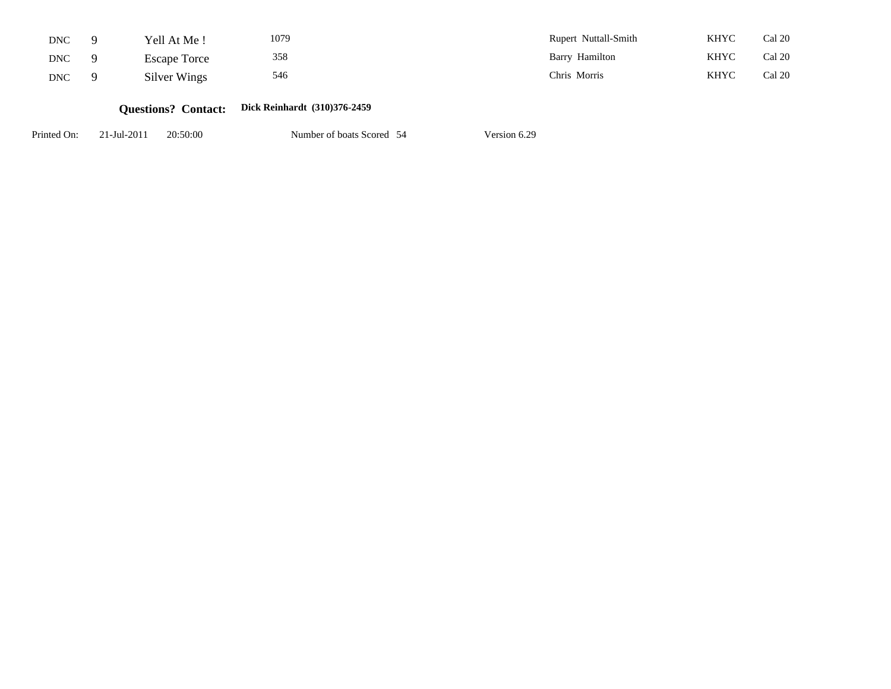| | | | | | | |
|---|---|---|---|---|---|---|
| DNC | 9 | Yell At Me ! | 1079 | Rupert Nuttall-Smith | KHYC | Cal 20 |
| DNC | 9 | Escape Torce | 358 | Barry Hamilton | KHYC | Cal 20 |
| DNC | 9 | Silver Wings | 546 | Chris Morris | KHYC | Cal 20 |

**Questions? Contact:** **Dick Reinhardt (310)376-2459**

Printed On: 21-Jul-2011 20:50:00 Number of boats Scored 54 Version 6.29